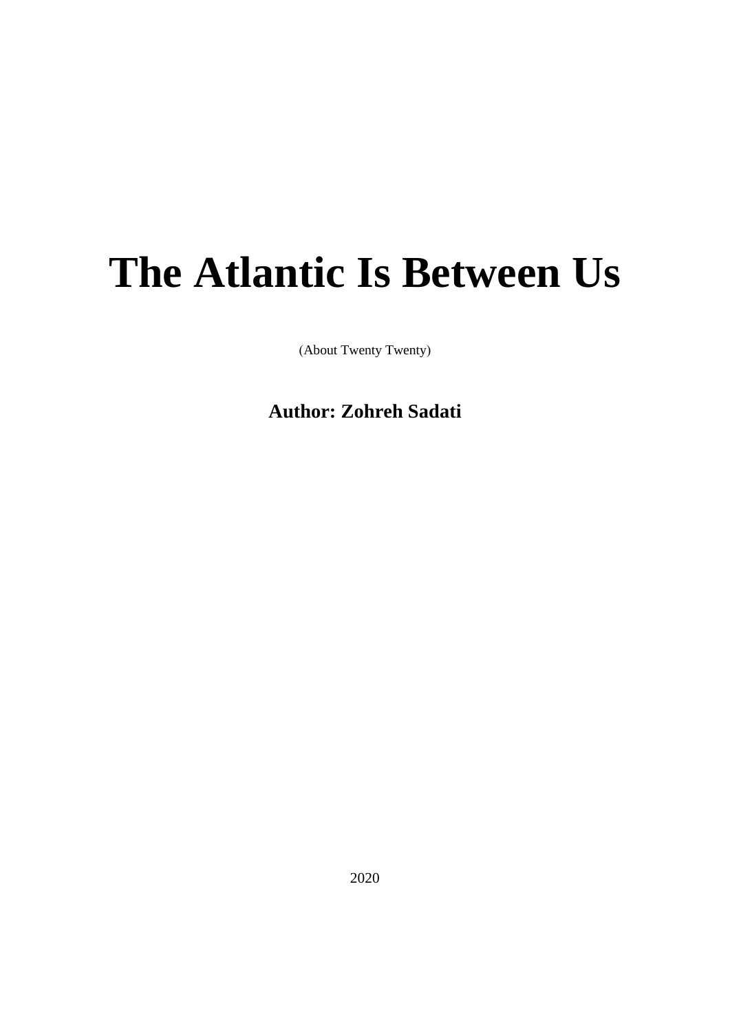# The Atlantic Is Between Us

(About Twenty Twenty)

**Author: Zohreh Sadati**

2020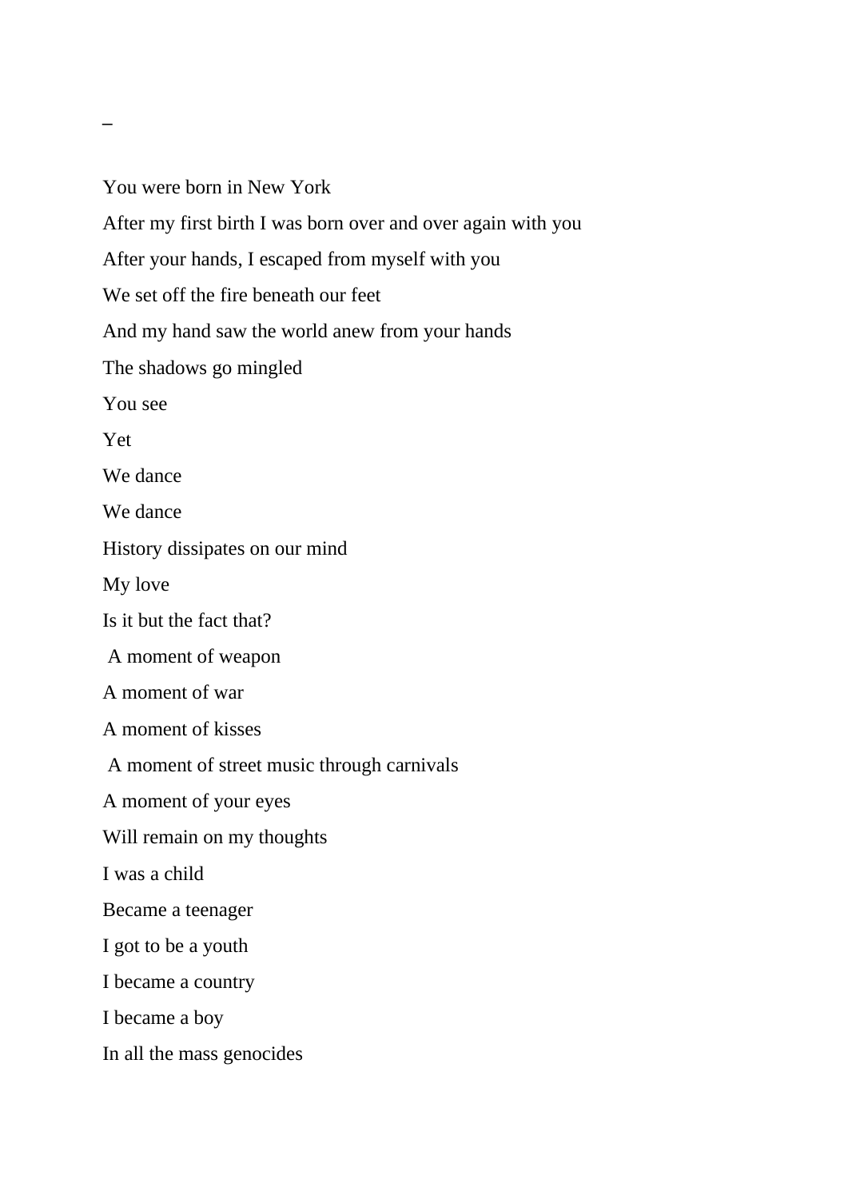_

You were born in New York

After my first birth I was born over and over again with you

After your hands, I escaped from myself with you

We set off the fire beneath our feet

And my hand saw the world anew from your hands

The shadows go mingled

You see

Yet

We dance

We dance

History dissipates on our mind

My love

Is it but the fact that?

A moment of weapon

A moment of war

A moment of kisses

A moment of street music through carnivals

A moment of your eyes

Will remain on my thoughts

I was a child

Became a teenager

I got to be a youth

I became a country

I became a boy

In all the mass genocides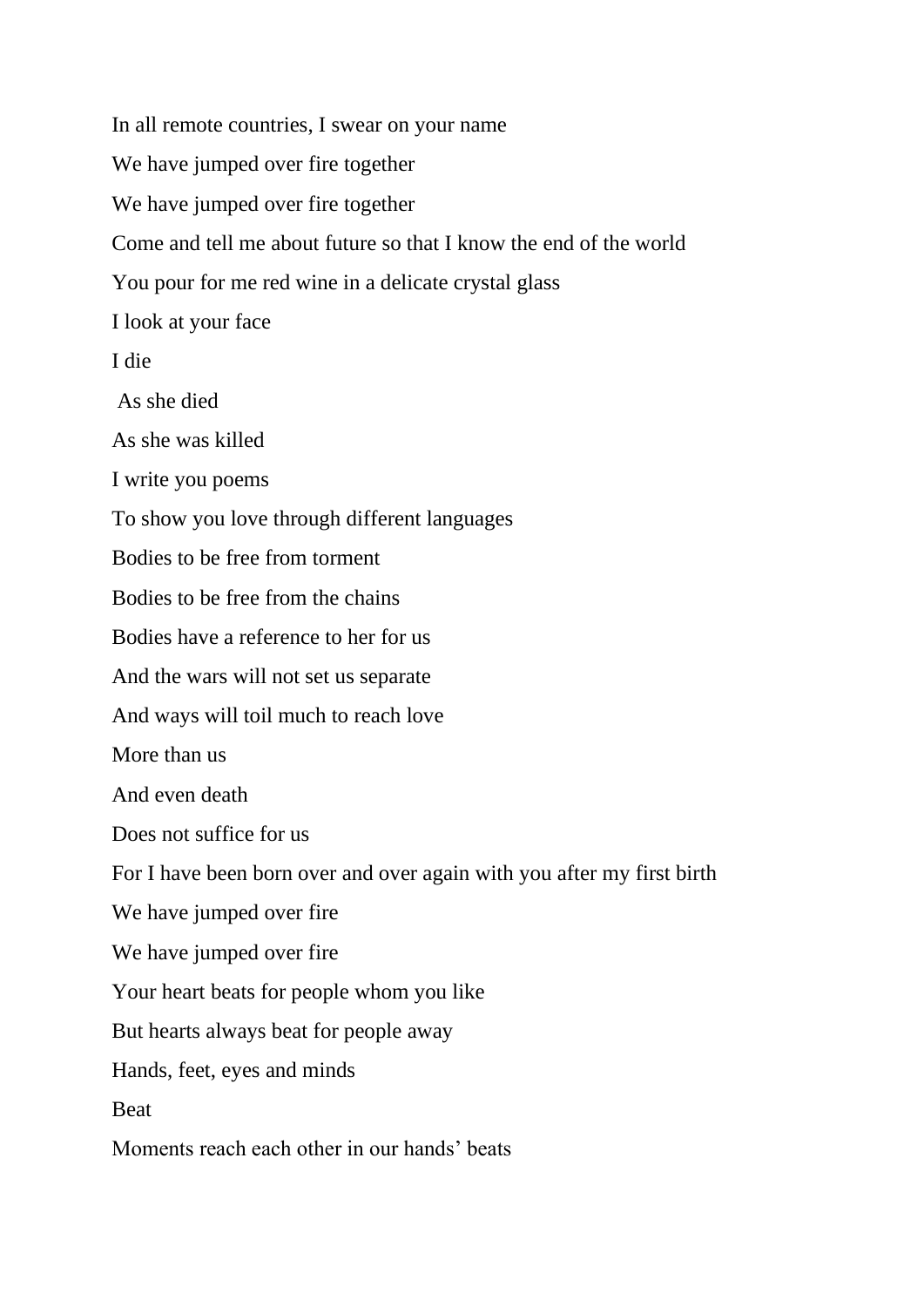In all remote countries, I swear on your name

We have jumped over fire together

We have jumped over fire together

Come and tell me about future so that I know the end of the world

You pour for me red wine in a delicate crystal glass

I look at your face

I die

As she died

As she was killed

I write you poems

To show you love through different languages

Bodies to be free from torment

Bodies to be free from the chains

Bodies have a reference to her for us

And the wars will not set us separate

And ways will toil much to reach love

More than us

And even death

Does not suffice for us

For I have been born over and over again with you after my first birth

We have jumped over fire

We have jumped over fire

Your heart beats for people whom you like

But hearts always beat for people away

Hands, feet, eyes and minds

Beat

Moments reach each other in our hands' beats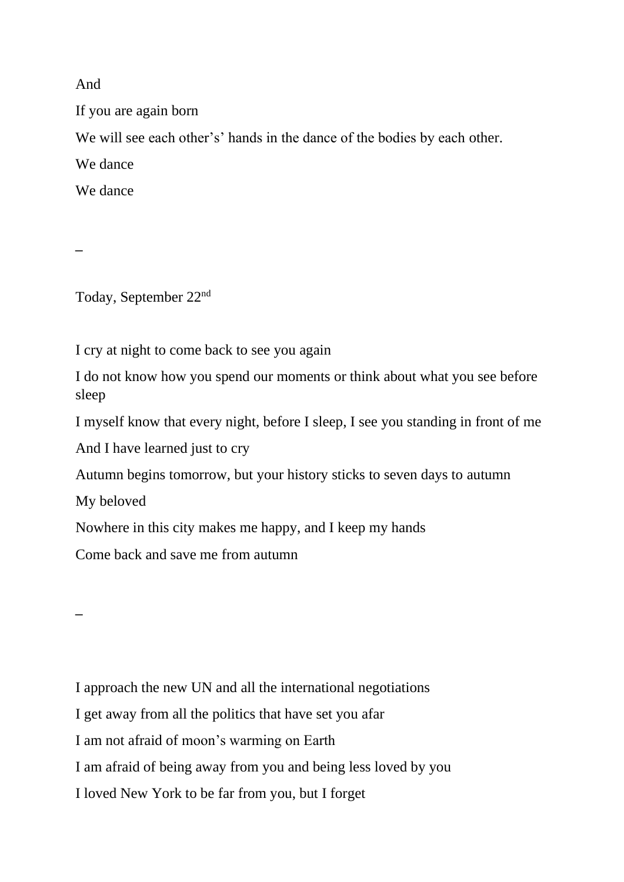And

If you are again born

We will see each other’s’ hands in the dance of the bodies by each other.

We dance

We dance

_

Today, September 22nd

I cry at night to come back to see you again

I do not know how you spend our moments or think about what you see before sleep

I myself know that every night, before I sleep, I see you standing in front of me

And I have learned just to cry

Autumn begins tomorrow, but your history sticks to seven days to autumn

My beloved

Nowhere in this city makes me happy, and I keep my hands

Come back and save me from autumn

_

I approach the new UN and all the international negotiations

I get away from all the politics that have set you afar

I am not afraid of moon’s warming on Earth

I am afraid of being away from you and being less loved by you

I loved New York to be far from you, but I forget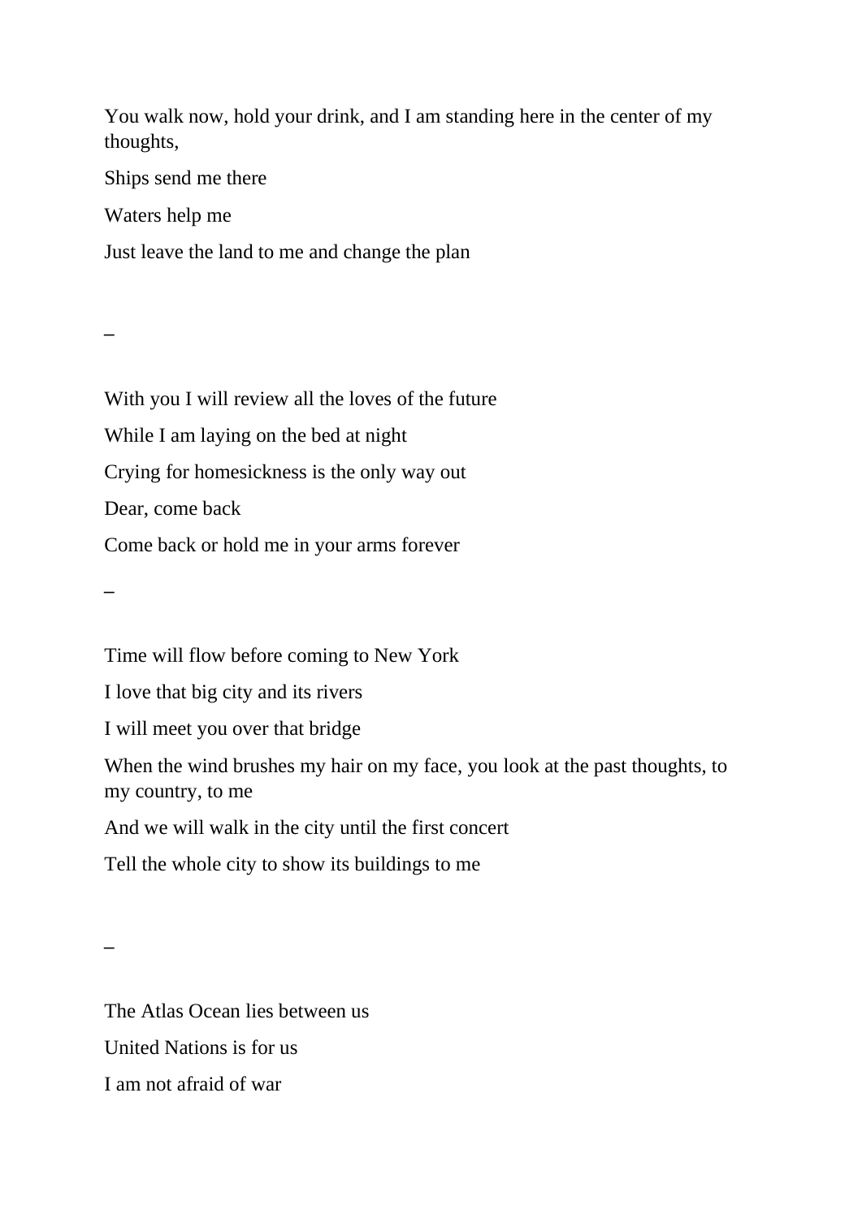You walk now, hold your drink, and I am standing here in the center of my thoughts,

Ships send me there

Waters help me

Just leave the land to me and change the plan

_

With you I will review all the loves of the future

While I am laying on the bed at night

Crying for homesickness is the only way out

Dear, come back

Come back or hold me in your arms forever

_

Time will flow before coming to New York

I love that big city and its rivers

I will meet you over that bridge

When the wind brushes my hair on my face, you look at the past thoughts, to my country, to me

And we will walk in the city until the first concert

Tell the whole city to show its buildings to me

_

The Atlas Ocean lies between us

United Nations is for us

I am not afraid of war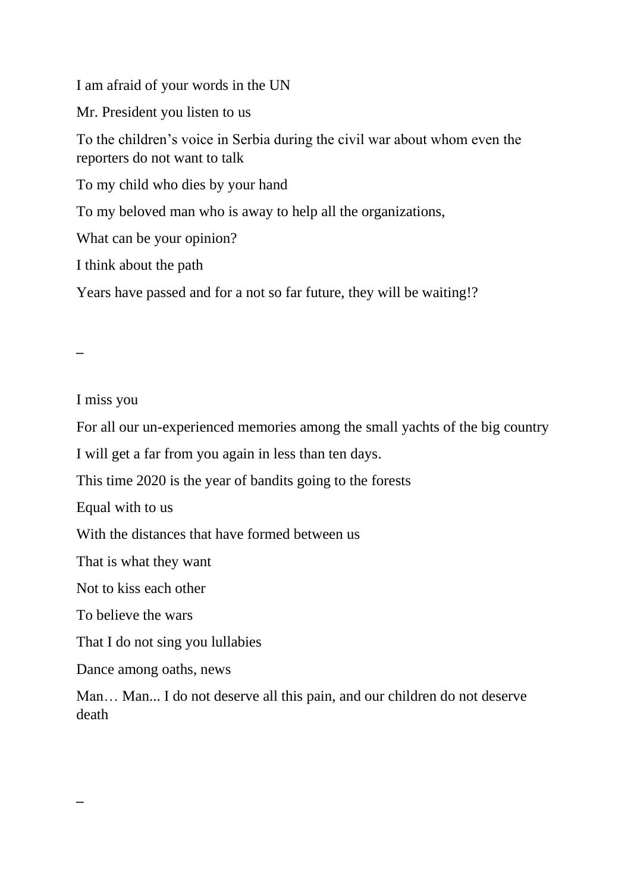I am afraid of your words in the UN

Mr. President you listen to us

To the children's voice in Serbia during the civil war about whom even the reporters do not want to talk

To my child who dies by your hand

To my beloved man who is away to help all the organizations,

What can be your opinion?

I think about the path

Years have passed and for a not so far future, they will be waiting!?

_

I miss you

For all our un-experienced memories among the small yachts of the big country

I will get a far from you again in less than ten days.

This time 2020 is the year of bandits going to the forests

Equal with to us

With the distances that have formed between us

That is what they want

Not to kiss each other

To believe the wars

That I do not sing you lullabies

Dance among oaths, news

Man… Man... I do not deserve all this pain, and our children do not deserve death

_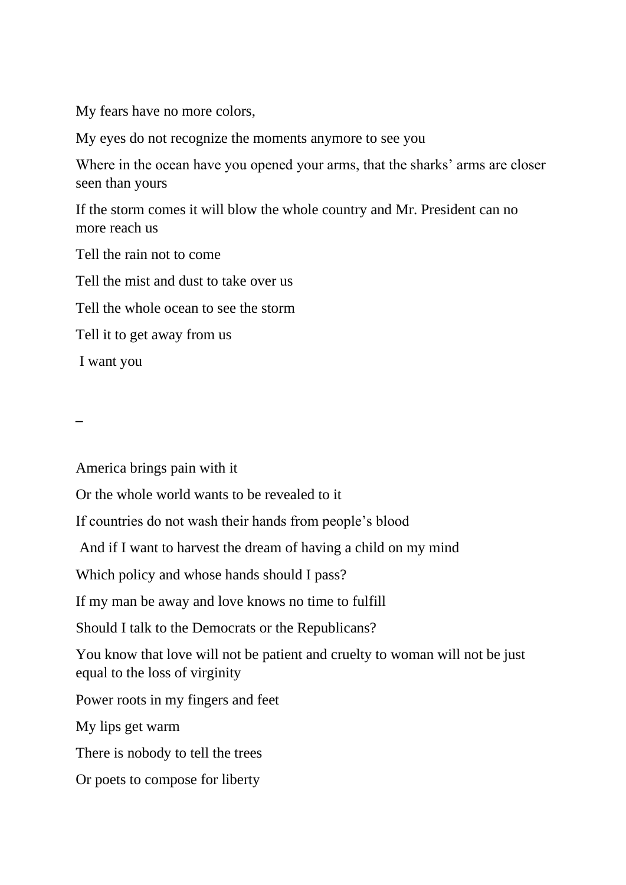My fears have no more colors,

My eyes do not recognize the moments anymore to see you

Where in the ocean have you opened your arms, that the sharks' arms are closer seen than yours

If the storm comes it will blow the whole country and Mr. President can no more reach us

Tell the rain not to come

Tell the mist and dust to take over us

Tell the whole ocean to see the storm

Tell it to get away from us

I want you

–

America brings pain with it

Or the whole world wants to be revealed to it

If countries do not wash their hands from people's blood

And if I want to harvest the dream of having a child on my mind

Which policy and whose hands should I pass?

If my man be away and love knows no time to fulfill

Should I talk to the Democrats or the Republicans?

You know that love will not be patient and cruelty to woman will not be just equal to the loss of virginity

Power roots in my fingers and feet

My lips get warm

There is nobody to tell the trees

Or poets to compose for liberty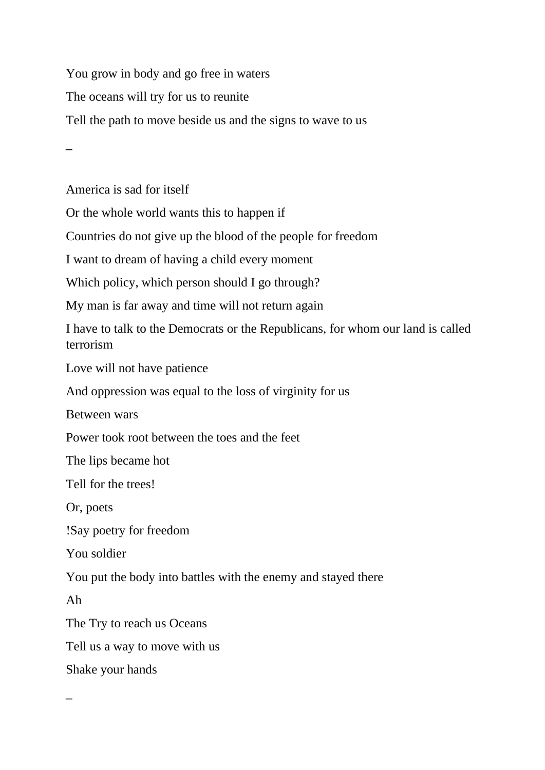You grow in body and go free in waters

The oceans will try for us to reunite

Tell the path to move beside us and the signs to wave to us

_

America is sad for itself

Or the whole world wants this to happen if

Countries do not give up the blood of the people for freedom

I want to dream of having a child every moment

Which policy, which person should I go through?

My man is far away and time will not return again

I have to talk to the Democrats or the Republicans, for whom our land is called terrorism

Love will not have patience

And oppression was equal to the loss of virginity for us

Between wars

Power took root between the toes and the feet

The lips became hot

Tell for the trees!

Or, poets

!Say poetry for freedom

You soldier

You put the body into battles with the enemy and stayed there

Ah

The Try to reach us Oceans

Tell us a way to move with us

Shake your hands

_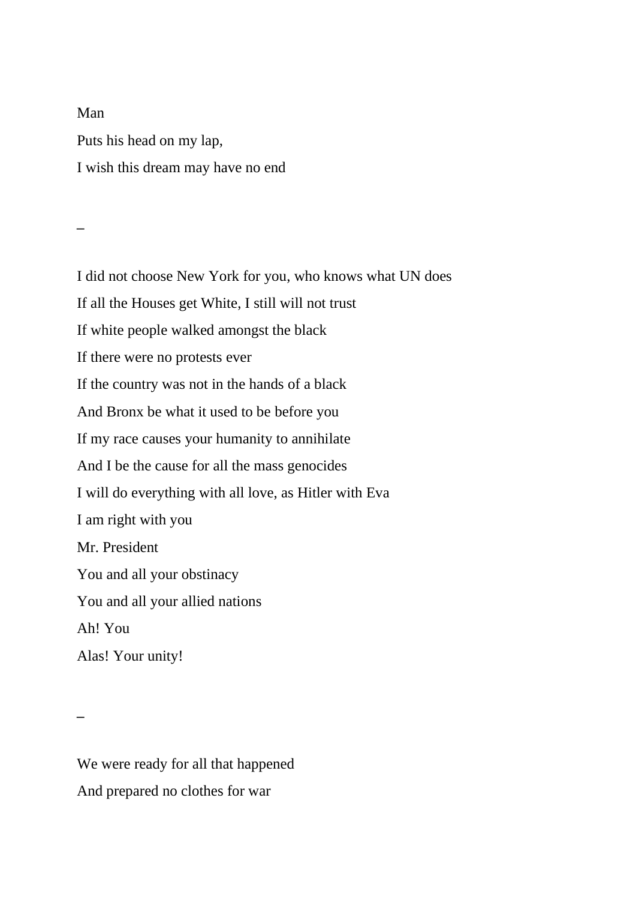Man

Puts his head on my lap,

I wish this dream may have no end

_

I did not choose New York for you, who knows what UN does

If all the Houses get White, I still will not trust

If white people walked amongst the black

If there were no protests ever

If the country was not in the hands of a black

And Bronx be what it used to be before you

If my race causes your humanity to annihilate

And I be the cause for all the mass genocides

I will do everything with all love, as Hitler with Eva

I am right with you

Mr. President

You and all your obstinacy

You and all your allied nations

Ah! You

Alas! Your unity!

_

We were ready for all that happened

And prepared no clothes for war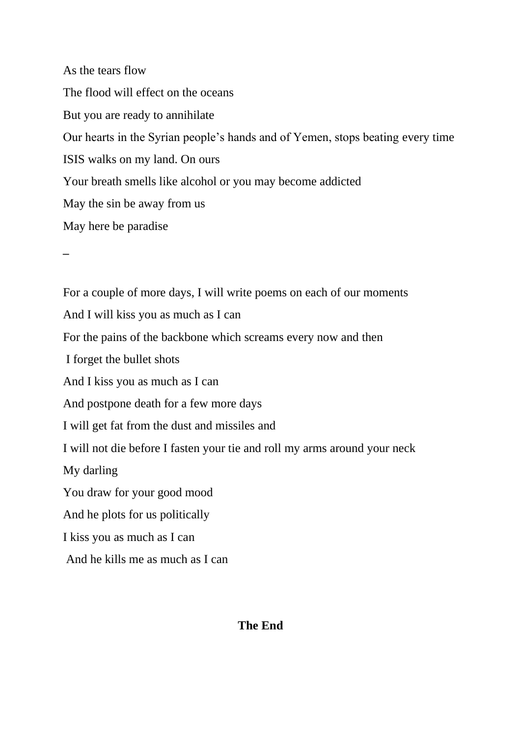As the tears flow

The flood will effect on the oceans

But you are ready to annihilate

Our hearts in the Syrian people's hands and of Yemen, stops beating every time

ISIS walks on my land. On ours

Your breath smells like alcohol or you may become addicted

May the sin be away from us

May here be paradise

_

For a couple of more days, I will write poems on each of our moments

And I will kiss you as much as I can

For the pains of the backbone which screams every now and then

I forget the bullet shots

And I kiss you as much as I can

And postpone death for a few more days

I will get fat from the dust and missiles and

I will not die before I fasten your tie and roll my arms around your neck

My darling

You draw for your good mood

And he plots for us politically

I kiss you as much as I can

And he kills me as much as I can

**The End**